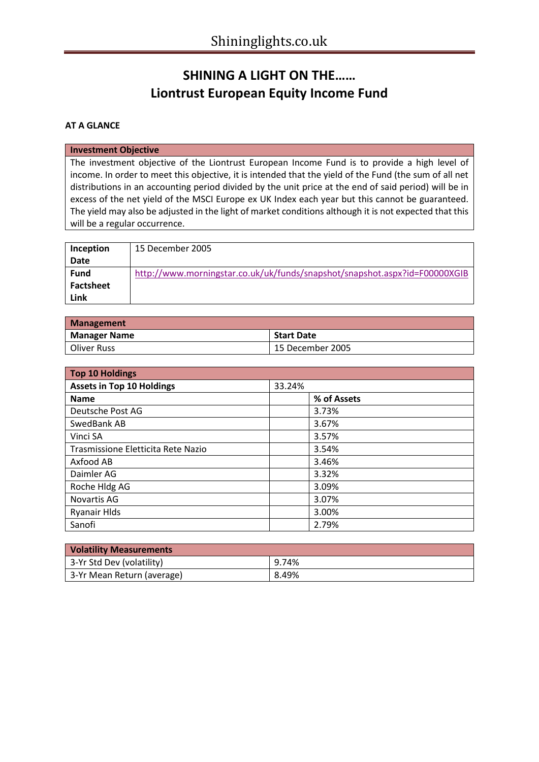# SHINING A LIGHT ON THE……
# Liontrust European Equity Income Fund

**AT A GLANCE**

| Investment Objective |
|---|
| The investment objective of the Liontrust European Income Fund is to provide a high level of income. In order to meet this objective, it is intended that the yield of the Fund (the sum of all net distributions in an accounting period divided by the unit price at the end of said period) will be in excess of the net yield of the MSCI Europe ex UK Index each year but this cannot be guaranteed. The yield may also be adjusted in the light of market conditions although it is not expected that this will be a regular occurrence. |

| | |
|---|---|
| **Inception Date** | 15 December 2005 |
| **Fund Factsheet Link** | http://www.morningstar.co.uk/uk/funds/snapshot/snapshot.aspx?id=F00000XGIB |

| Management | |
|---|---|
| **Manager Name** | **Start Date** |
| Oliver Russ | 15 December 2005 |

| Top 10 Holdings | | |
|---|---|---|
| **Assets in Top 10 Holdings** | 33.24% | |
| **Name** | | **% of Assets** |
| Deutsche Post AG | | 3.73% |
| SwedBank AB | | 3.67% |
| Vinci SA | | 3.57% |
| Trasmissione Elletticita Rete Nazio | | 3.54% |
| Axfood AB | | 3.46% |
| Daimler AG | | 3.32% |
| Roche Hldg AG | | 3.09% |
| Novartis AG | | 3.07% |
| Ryanair Hlds | | 3.00% |
| Sanofi | | 2.79% |

| Volatility Measurements | |
|---|---|
| 3-Yr Std Dev (volatility) | 9.74% |
| 3-Yr Mean Return (average) | 8.49% |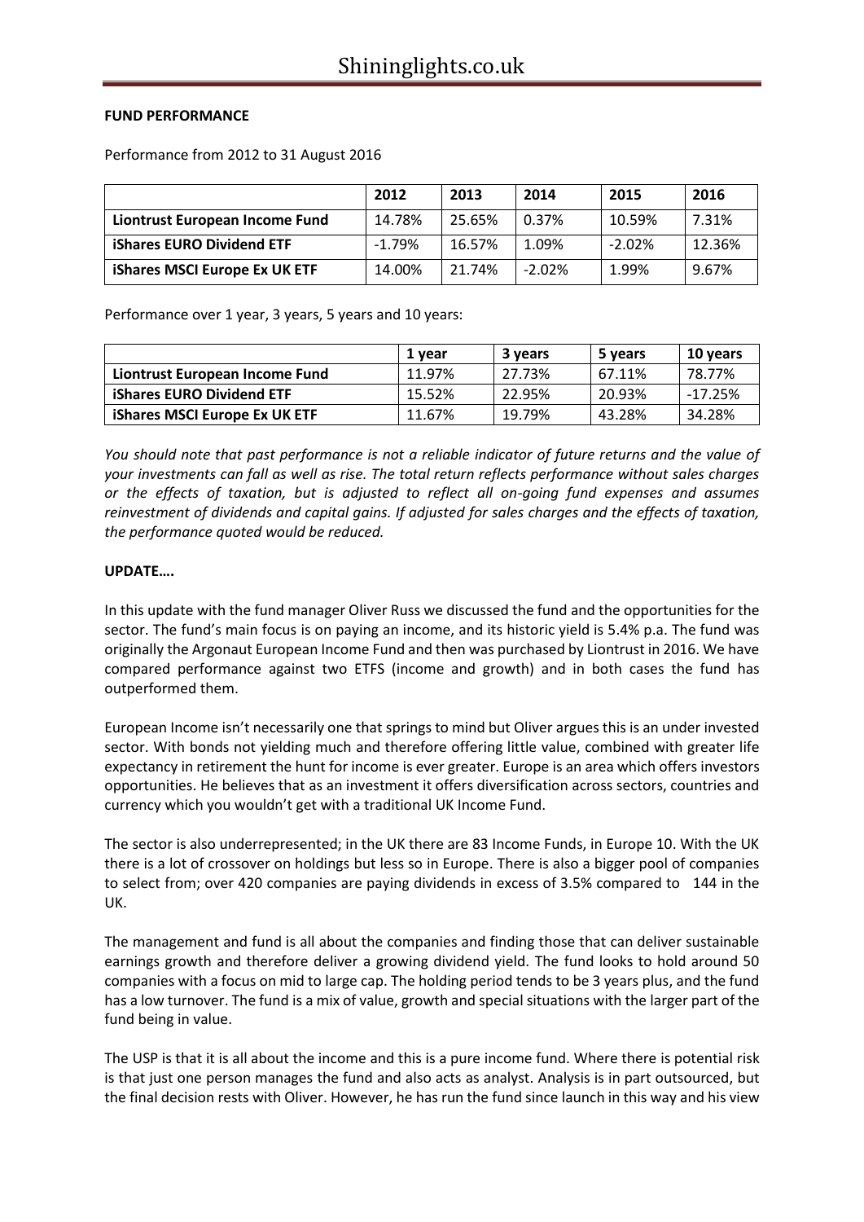**FUND PERFORMANCE**

Performance from 2012 to 31 August 2016

| | 2012 | 2013 | 2014 | 2015 | 2016 |
|---|---|---|---|---|---|
| **Liontrust European Income Fund** | 14.78% | 25.65% | 0.37% | 10.59% | 7.31% |
| **iShares EURO Dividend ETF** | -1.79% | 16.57% | 1.09% | -2.02% | 12.36% |
| **iShares MSCI Europe Ex UK ETF** | 14.00% | 21.74% | -2.02% | 1.99% | 9.67% |

Performance over 1 year, 3 years, 5 years and 10 years:

| | 1 year | 3 years | 5 years | 10 years |
|---|---|---|---|---|
| **Liontrust European Income Fund** | 11.97% | 27.73% | 67.11% | 78.77% |
| **iShares EURO Dividend ETF** | 15.52% | 22.95% | 20.93% | -17.25% |
| **iShares MSCI Europe Ex UK ETF** | 11.67% | 19.79% | 43.28% | 34.28% |

*You should note that past performance is not a reliable indicator of future returns and the value of your investments can fall as well as rise. The total return reflects performance without sales charges or the effects of taxation, but is adjusted to reflect all on-going fund expenses and assumes reinvestment of dividends and capital gains. If adjusted for sales charges and the effects of taxation, the performance quoted would be reduced.*

**UPDATE….**

In this update with the fund manager Oliver Russ we discussed the fund and the opportunities for the sector. The fund's main focus is on paying an income, and its historic yield is 5.4% p.a. The fund was originally the Argonaut European Income Fund and then was purchased by Liontrust in 2016. We have compared performance against two ETFS (income and growth) and in both cases the fund has outperformed them.

European Income isn't necessarily one that springs to mind but Oliver argues this is an under invested sector. With bonds not yielding much and therefore offering little value, combined with greater life expectancy in retirement the hunt for income is ever greater. Europe is an area which offers investors opportunities. He believes that as an investment it offers diversification across sectors, countries and currency which you wouldn't get with a traditional UK Income Fund.

The sector is also underrepresented; in the UK there are 83 Income Funds, in Europe 10. With the UK there is a lot of crossover on holdings but less so in Europe. There is also a bigger pool of companies to select from; over 420 companies are paying dividends in excess of 3.5% compared to 144 in the UK.

The management and fund is all about the companies and finding those that can deliver sustainable earnings growth and therefore deliver a growing dividend yield. The fund looks to hold around 50 companies with a focus on mid to large cap. The holding period tends to be 3 years plus, and the fund has a low turnover. The fund is a mix of value, growth and special situations with the larger part of the fund being in value.

The USP is that it is all about the income and this is a pure income fund. Where there is potential risk is that just one person manages the fund and also acts as analyst. Analysis is in part outsourced, but the final decision rests with Oliver. However, he has run the fund since launch in this way and his view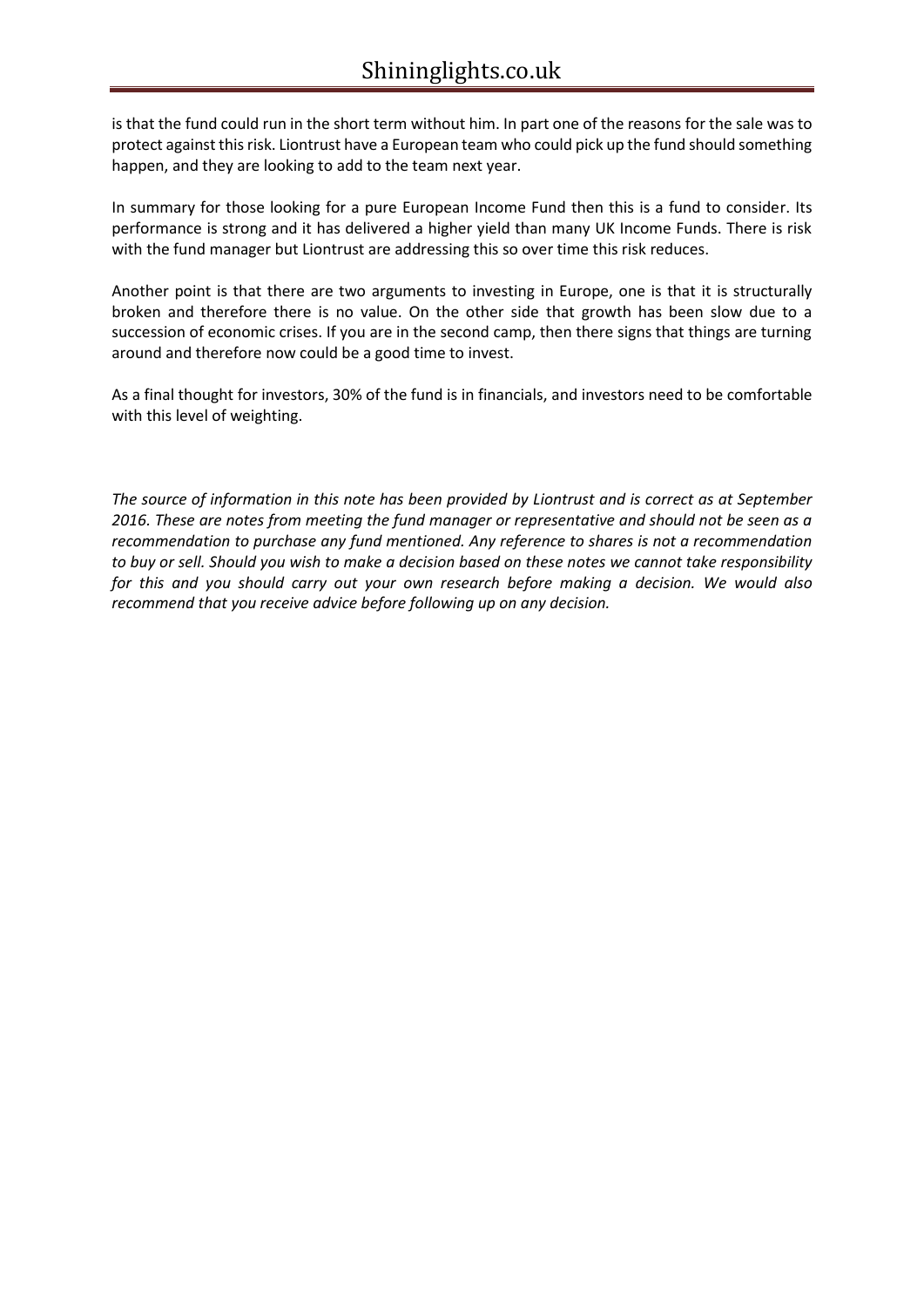is that the fund could run in the short term without him. In part one of the reasons for the sale was to protect against this risk. Liontrust have a European team who could pick up the fund should something happen, and they are looking to add to the team next year.

In summary for those looking for a pure European Income Fund then this is a fund to consider. Its performance is strong and it has delivered a higher yield than many UK Income Funds. There is risk with the fund manager but Liontrust are addressing this so over time this risk reduces.

Another point is that there are two arguments to investing in Europe, one is that it is structurally broken and therefore there is no value. On the other side that growth has been slow due to a succession of economic crises. If you are in the second camp, then there signs that things are turning around and therefore now could be a good time to invest.

As a final thought for investors, 30% of the fund is in financials, and investors need to be comfortable with this level of weighting.

*The source of information in this note has been provided by Liontrust and is correct as at September 2016. These are notes from meeting the fund manager or representative and should not be seen as a recommendation to purchase any fund mentioned. Any reference to shares is not a recommendation to buy or sell. Should you wish to make a decision based on these notes we cannot take responsibility for this and you should carry out your own research before making a decision. We would also recommend that you receive advice before following up on any decision.*